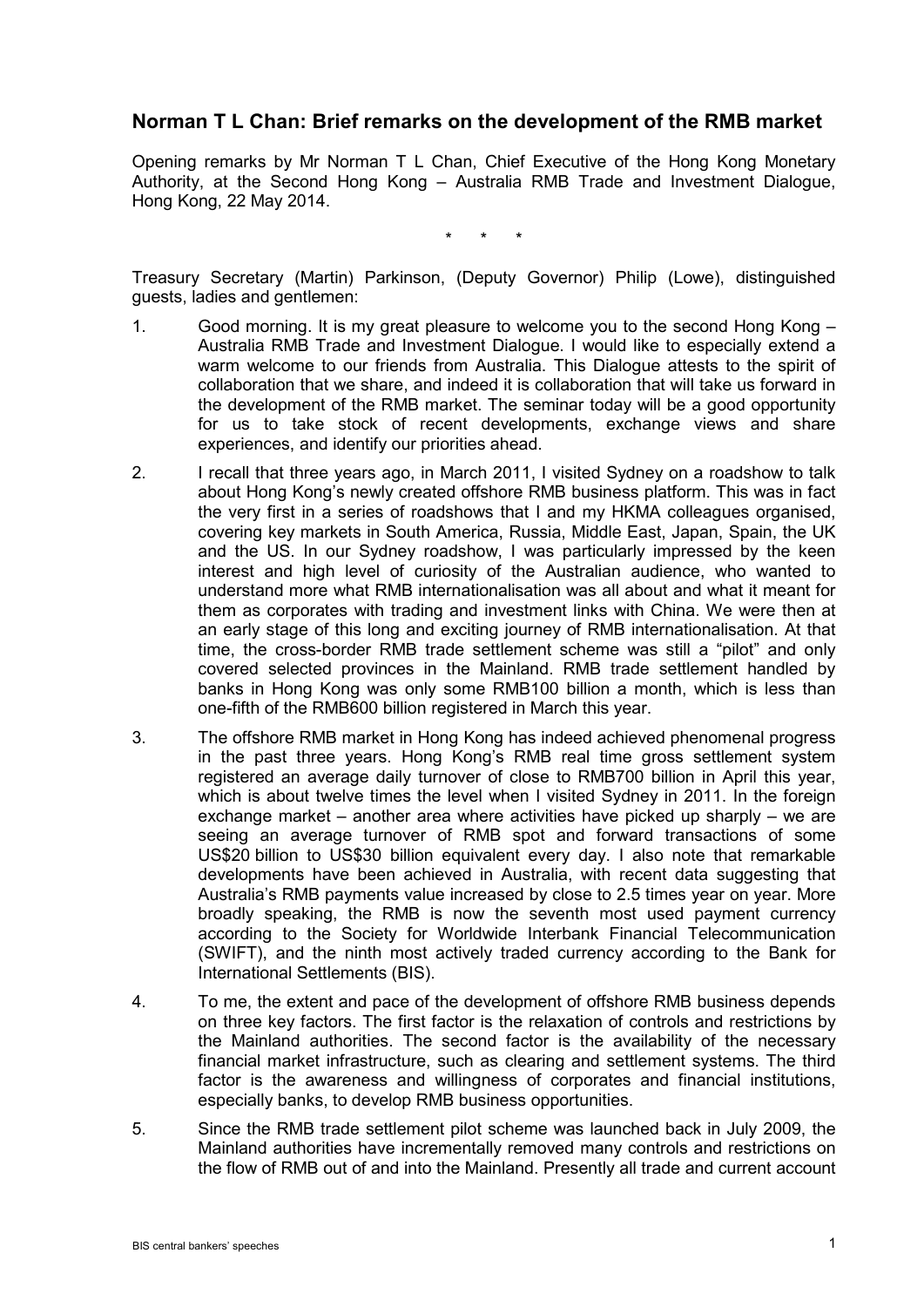# Norman T L Chan: Brief remarks on the development of the RMB market

Opening remarks by Mr Norman T L Chan, Chief Executive of the Hong Kong Monetary Authority, at the Second Hong Kong – Australia RMB Trade and Investment Dialogue, Hong Kong, 22 May 2014.

\* \* \*

Treasury Secretary (Martin) Parkinson, (Deputy Governor) Philip (Lowe), distinguished guests, ladies and gentlemen:

1. Good morning. It is my great pleasure to welcome you to the second Hong Kong – Australia RMB Trade and Investment Dialogue. I would like to especially extend a warm welcome to our friends from Australia. This Dialogue attests to the spirit of collaboration that we share, and indeed it is collaboration that will take us forward in the development of the RMB market. The seminar today will be a good opportunity for us to take stock of recent developments, exchange views and share experiences, and identify our priorities ahead.

2. I recall that three years ago, in March 2011, I visited Sydney on a roadshow to talk about Hong Kong's newly created offshore RMB business platform. This was in fact the very first in a series of roadshows that I and my HKMA colleagues organised, covering key markets in South America, Russia, Middle East, Japan, Spain, the UK and the US. In our Sydney roadshow, I was particularly impressed by the keen interest and high level of curiosity of the Australian audience, who wanted to understand more what RMB internationalisation was all about and what it meant for them as corporates with trading and investment links with China. We were then at an early stage of this long and exciting journey of RMB internationalisation. At that time, the cross-border RMB trade settlement scheme was still a "pilot" and only covered selected provinces in the Mainland. RMB trade settlement handled by banks in Hong Kong was only some RMB100 billion a month, which is less than one-fifth of the RMB600 billion registered in March this year.

3. The offshore RMB market in Hong Kong has indeed achieved phenomenal progress in the past three years. Hong Kong's RMB real time gross settlement system registered an average daily turnover of close to RMB700 billion in April this year, which is about twelve times the level when I visited Sydney in 2011. In the foreign exchange market – another area where activities have picked up sharply – we are seeing an average turnover of RMB spot and forward transactions of some US$20 billion to US$30 billion equivalent every day. I also note that remarkable developments have been achieved in Australia, with recent data suggesting that Australia's RMB payments value increased by close to 2.5 times year on year. More broadly speaking, the RMB is now the seventh most used payment currency according to the Society for Worldwide Interbank Financial Telecommunication (SWIFT), and the ninth most actively traded currency according to the Bank for International Settlements (BIS).

4. To me, the extent and pace of the development of offshore RMB business depends on three key factors. The first factor is the relaxation of controls and restrictions by the Mainland authorities. The second factor is the availability of the necessary financial market infrastructure, such as clearing and settlement systems. The third factor is the awareness and willingness of corporates and financial institutions, especially banks, to develop RMB business opportunities.

5. Since the RMB trade settlement pilot scheme was launched back in July 2009, the Mainland authorities have incrementally removed many controls and restrictions on the flow of RMB out of and into the Mainland. Presently all trade and current account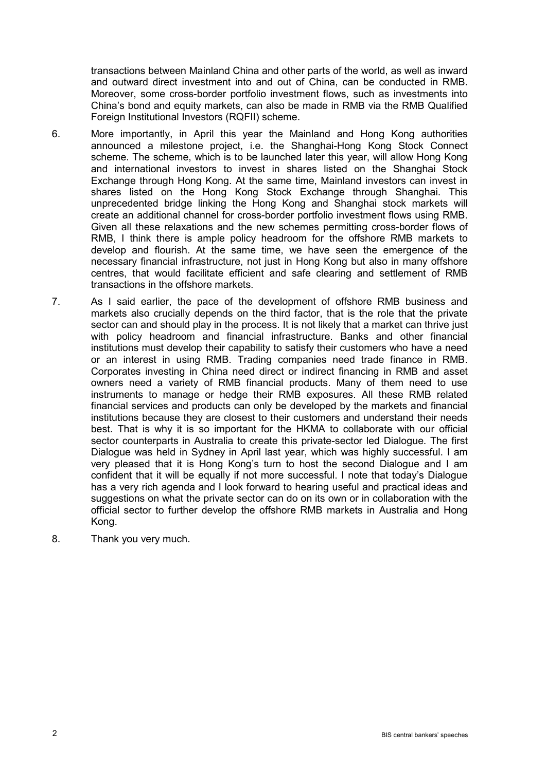transactions between Mainland China and other parts of the world, as well as inward and outward direct investment into and out of China, can be conducted in RMB. Moreover, some cross-border portfolio investment flows, such as investments into China's bond and equity markets, can also be made in RMB via the RMB Qualified Foreign Institutional Investors (RQFII) scheme.

6. More importantly, in April this year the Mainland and Hong Kong authorities announced a milestone project, i.e. the Shanghai-Hong Kong Stock Connect scheme. The scheme, which is to be launched later this year, will allow Hong Kong and international investors to invest in shares listed on the Shanghai Stock Exchange through Hong Kong. At the same time, Mainland investors can invest in shares listed on the Hong Kong Stock Exchange through Shanghai. This unprecedented bridge linking the Hong Kong and Shanghai stock markets will create an additional channel for cross-border portfolio investment flows using RMB. Given all these relaxations and the new schemes permitting cross-border flows of RMB, I think there is ample policy headroom for the offshore RMB markets to develop and flourish. At the same time, we have seen the emergence of the necessary financial infrastructure, not just in Hong Kong but also in many offshore centres, that would facilitate efficient and safe clearing and settlement of RMB transactions in the offshore markets.

7. As I said earlier, the pace of the development of offshore RMB business and markets also crucially depends on the third factor, that is the role that the private sector can and should play in the process. It is not likely that a market can thrive just with policy headroom and financial infrastructure. Banks and other financial institutions must develop their capability to satisfy their customers who have a need or an interest in using RMB. Trading companies need trade finance in RMB. Corporates investing in China need direct or indirect financing in RMB and asset owners need a variety of RMB financial products. Many of them need to use instruments to manage or hedge their RMB exposures. All these RMB related financial services and products can only be developed by the markets and financial institutions because they are closest to their customers and understand their needs best. That is why it is so important for the HKMA to collaborate with our official sector counterparts in Australia to create this private-sector led Dialogue. The first Dialogue was held in Sydney in April last year, which was highly successful. I am very pleased that it is Hong Kong's turn to host the second Dialogue and I am confident that it will be equally if not more successful. I note that today's Dialogue has a very rich agenda and I look forward to hearing useful and practical ideas and suggestions on what the private sector can do on its own or in collaboration with the official sector to further develop the offshore RMB markets in Australia and Hong Kong.

8. Thank you very much.